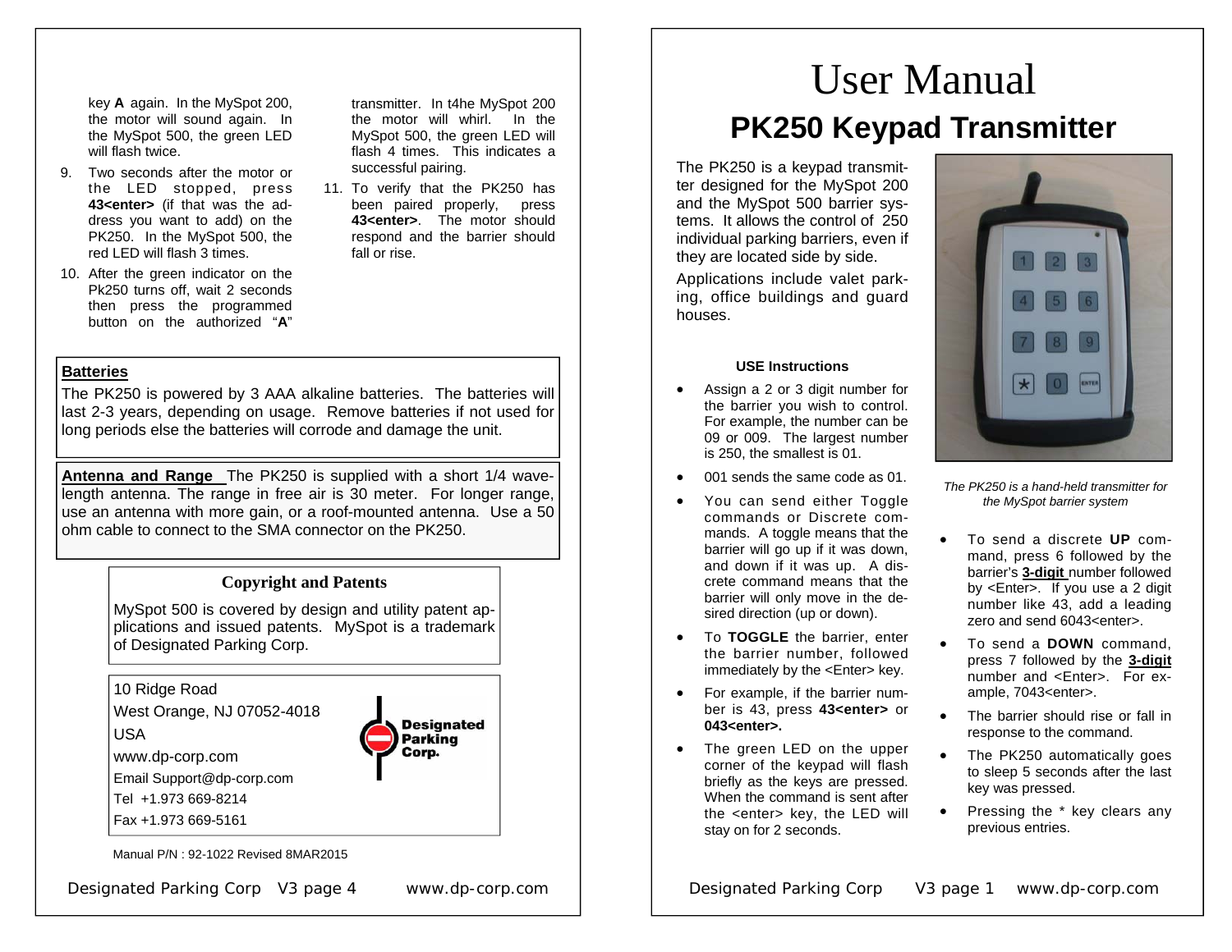key **A** again. In the MySpot 200, the motor will sound again. In the MySpot 500, the green LED will flash twice.

9. Two seconds after the motor or the LED stopped, press **43<enter>** (if that was the address you want to add) on the PK250. In the MySpot 500, the red LED will flash 3 times.
10. After the green indicator on the Pk250 turns off, wait 2 seconds then press the programmed button on the authorized "**A**" transmitter. In t4he MySpot 200 the motor will whirl. In the MySpot 500, the green LED will flash 4 times. This indicates a successful pairing.
11. To verify that the PK250 has been paired properly, press **43<enter>**. The motor should respond and the barrier should fall or rise.

**Batteries**

The PK250 is powered by 3 AAA alkaline batteries. The batteries will last 2-3 years, depending on usage. Remove batteries if not used for long periods else the batteries will corrode and damage the unit.

**Antenna and Range** The PK250 is supplied with a short 1/4 wavelength antenna. The range in free air is 30 meter. For longer range, use an antenna with more gain, or a roof-mounted antenna. Use a 50 ohm cable to connect to the SMA connector on the PK250.

**Copyright and Patents**

MySpot 500 is covered by design and utility patent applications and issued patents. MySpot is a trademark of Designated Parking Corp.

10 Ridge Road
West Orange, NJ 07052-4018
USA
www.dp-corp.com
Email Support@dp-corp.com
Tel +1.973 669-8214
Fax +1.973 669-5161

Designated Parking Corp.

Manual P/N : 92-1022 Revised 8MAR2015

# User Manual

## PK250 Keypad Transmitter

The PK250 is a keypad transmitter designed for the MySpot 200 and the MySpot 500 barrier systems. It allows the control of 250 individual parking barriers, even if they are located side by side.

Applications include valet parking, office buildings and guard houses.

*The PK250 is a hand-held transmitter for the MySpot barrier system*

**USE Instructions**

- Assign a 2 or 3 digit number for the barrier you wish to control. For example, the number can be 09 or 009. The largest number is 250, the smallest is 01.
- 001 sends the same code as 01.
- You can send either Toggle commands or Discrete commands. A toggle means that the barrier will go up if it was down, and down if it was up. A discrete command means that the barrier will only move in the desired direction (up or down).
- To **TOGGLE** the barrier, enter the barrier number, followed immediately by the <Enter> key.
- For example, if the barrier number is 43, press **43<enter>** or **043<enter>.**
- The green LED on the upper corner of the keypad will flash briefly as the keys are pressed. When the command is sent after the <enter> key, the LED will stay on for 2 seconds.
- To send a discrete **UP** command, press 6 followed by the barrier's **3-digit** number followed by <Enter>. If you use a 2 digit number like 43, add a leading zero and send 6043<enter>.
- To send a **DOWN** command, press 7 followed by the **3-digit** number and <Enter>. For example, 7043<enter>.
- The barrier should rise or fall in response to the command.
- The PK250 automatically goes to sleep 5 seconds after the last key was pressed.
- Pressing the * key clears any previous entries.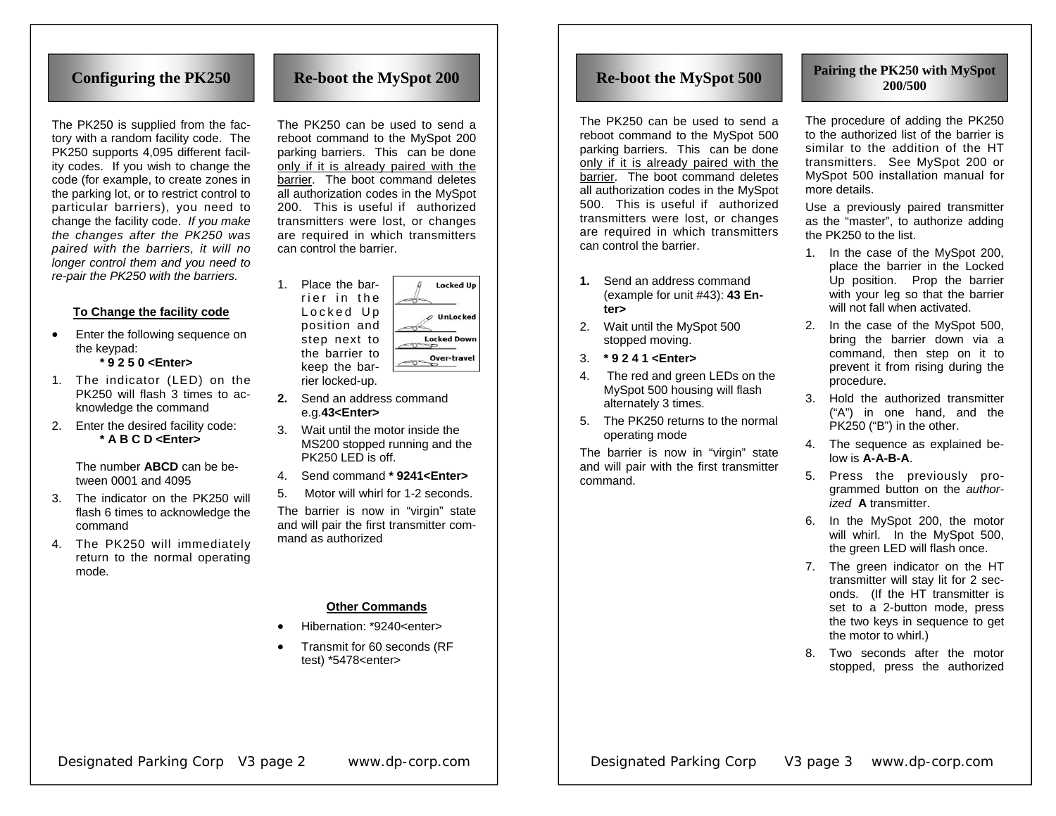## Configuring the PK250

The PK250 is supplied from the factory with a random facility code. The PK250 supports 4,095 different facility codes. If you wish to change the code (for example, to create zones in the parking lot, or to restrict control to particular barriers), you need to change the facility code. *If you make the changes after the PK250 was paired with the barriers, it will no longer control them and you need to re-pair the PK250 with the barriers.*

**To Change the facility code**

- Enter the following sequence on the keypad:
  **\* 9 2 5 0 <Enter>**

1. The indicator (LED) on the PK250 will flash 3 times to acknowledge the command
2. Enter the desired facility code:
   **\* A B C D <Enter>**

   The number **ABCD** can be between 0001 and 4095
3. The indicator on the PK250 will flash 6 times to acknowledge the command
4. The PK250 will immediately return to the normal operating mode.

## Re-boot the MySpot 200

The PK250 can be used to send a reboot command to the MySpot 200 parking barriers. This can be done <u>only if it is already paired with the barrier</u>. The boot command deletes all authorization codes in the MySpot 200. This is useful if authorized transmitters were lost, or changes are required in which transmitters can control the barrier.

1. Place the barrier in the Locked Up position and step next to the barrier to keep the barrier locked-up.
2. Send an address command e.g.**43<Enter>**
3. Wait until the motor inside the MS200 stopped running and the PK250 LED is off.
4. Send command **\* 9241<Enter>**
5. Motor will whirl for 1-2 seconds.

Locked Up
UnLocked
Locked Down
Over-travel

The barrier is now in "virgin" state and will pair the first transmitter command as authorized

**Other Commands**

- Hibernation: *9240<enter>
- Transmit for 60 seconds (RF test) *5478<enter>

## Re-boot the MySpot 500

The PK250 can be used to send a reboot command to the MySpot 500 parking barriers. This can be done <u>only if it is already paired with the barrier</u>. The boot command deletes all authorization codes in the MySpot 500. This is useful if authorized transmitters were lost, or changes are required in which transmitters can control the barrier.

1. Send an address command (example for unit #43): **43 Enter>**
2. Wait until the MySpot 500 stopped moving.
3. **\* 9 2 4 1 <Enter>**
4. The red and green LEDs on the MySpot 500 housing will flash alternately 3 times.
5. The PK250 returns to the normal operating mode

The barrier is now in "virgin" state and will pair with the first transmitter command.

## Pairing the PK250 with MySpot 200/500

The procedure of adding the PK250 to the authorized list of the barrier is similar to the addition of the HT transmitters. See MySpot 200 or MySpot 500 installation manual for more details.

Use a previously paired transmitter as the "master", to authorize adding the PK250 to the list.

1. In the case of the MySpot 200, place the barrier in the Locked Up position. Prop the barrier with your leg so that the barrier will not fall when activated.
2. In the case of the MySpot 500, bring the barrier down via a command, then step on it to prevent it from rising during the procedure.
3. Hold the authorized transmitter ("A") in one hand, and the PK250 ("B") in the other.
4. The sequence as explained below is **A-A-B-A**.
5. Press the previously programmed button on the *authorized* **A** transmitter.
6. In the MySpot 200, the motor will whirl. In the MySpot 500, the green LED will flash once.
7. The green indicator on the HT transmitter will stay lit for 2 seconds. (If the HT transmitter is set to a 2-button mode, press the two keys in sequence to get the motor to whirl.)
8. Two seconds after the motor stopped, press the authorized